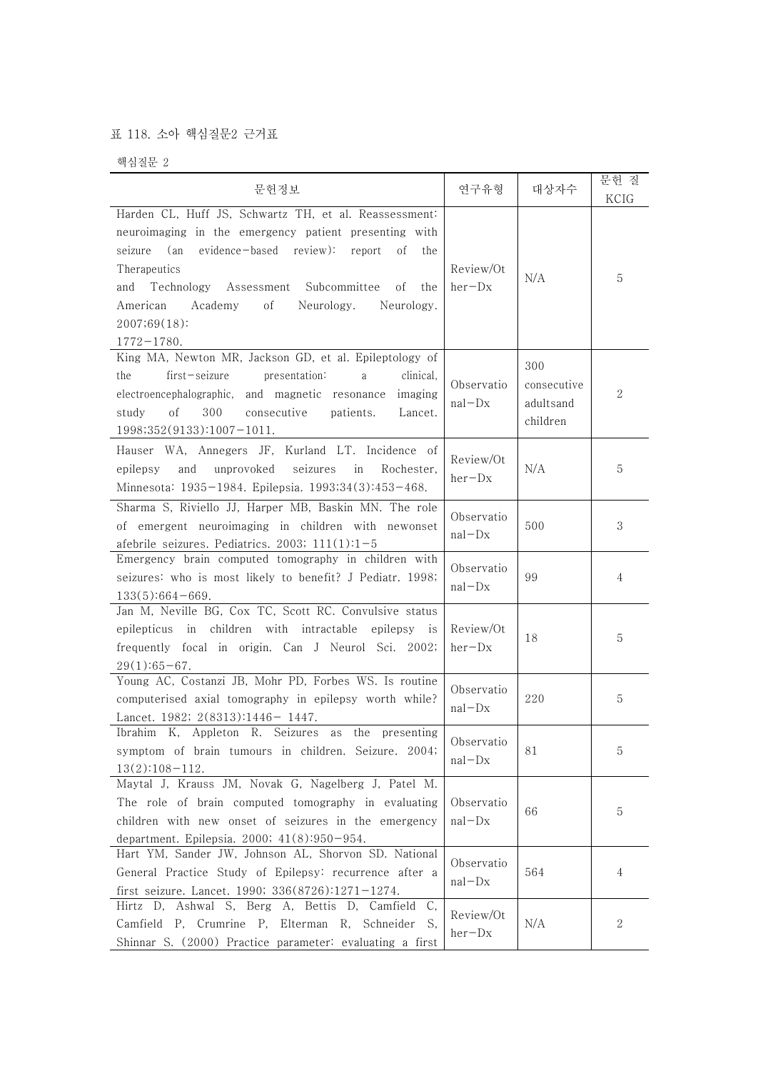표 118. 소아 핵심질문2 근거표

핵심질문 2

| 문헌정보 | 연구유형 | 대상자수 | 문헌 질 KCIG |
|---|---|---|---|
| Harden CL, Huff JS, Schwartz TH, et al. Reassessment: neuroimaging in the emergency patient presenting with seizure (an evidence-based review): report of the Therapeutics and Technology Assessment Subcommittee of the American Academy of Neurology. Neurology. 2007;69(18): 1772-1780. | Review/Other-Dx | N/A | 5 |
| King MA, Newton MR, Jackson GD, et al. Epileptology of the first-seizure presentation: a clinical, electroencephalographic, and magnetic resonance imaging study of 300 consecutive patients. Lancet. 1998;352(9133):1007-1011. | Observational-Dx | 300 consecutive adultsand children | 2 |
| Hauser WA, Annegers JF, Kurland LT. Incidence of epilepsy and unprovoked seizures in Rochester, Minnesota: 1935-1984. Epilepsia. 1993;34(3):453-468. | Review/Other-Dx | N/A | 5 |
| Sharma S, Riviello JJ, Harper MB, Baskin MN. The role of emergent neuroimaging in children with newonset afebrile seizures. Pediatrics. 2003; 111(1):1-5 | Observational-Dx | 500 | 3 |
| Emergency brain computed tomography in children with seizures: who is most likely to benefit? J Pediatr. 1998; 133(5):664-669. | Observational-Dx | 99 | 4 |
| Jan M, Neville BG, Cox TC, Scott RC. Convulsive status epilepticus in children with intractable epilepsy is frequently focal in origin. Can J Neurol Sci. 2002; 29(1):65-67. | Review/Other-Dx | 18 | 5 |
| Young AC, Costanzi JB, Mohr PD, Forbes WS. Is routine computerised axial tomography in epilepsy worth while? Lancet. 1982; 2(8313):1446- 1447. | Observational-Dx | 220 | 5 |
| Ibrahim K, Appleton R. Seizures as the presenting symptom of brain tumours in children. Seizure. 2004; 13(2):108-112. | Observational-Dx | 81 | 5 |
| Maytal J, Krauss JM, Novak G, Nagelberg J, Patel M. The role of brain computed tomography in evaluating children with new onset of seizures in the emergency department. Epilepsia. 2000; 41(8):950-954. | Observational-Dx | 66 | 5 |
| Hart YM, Sander JW, Johnson AL, Shorvon SD. National General Practice Study of Epilepsy: recurrence after a first seizure. Lancet. 1990; 336(8726):1271-1274. | Observational-Dx | 564 | 4 |
| Hirtz D, Ashwal S, Berg A, Bettis D, Camfield C, Camfield P, Crumrine P, Elterman R, Schneider S, Shinnar S. (2000) Practice parameter: evaluating a first | Review/Other-Dx | N/A | 2 |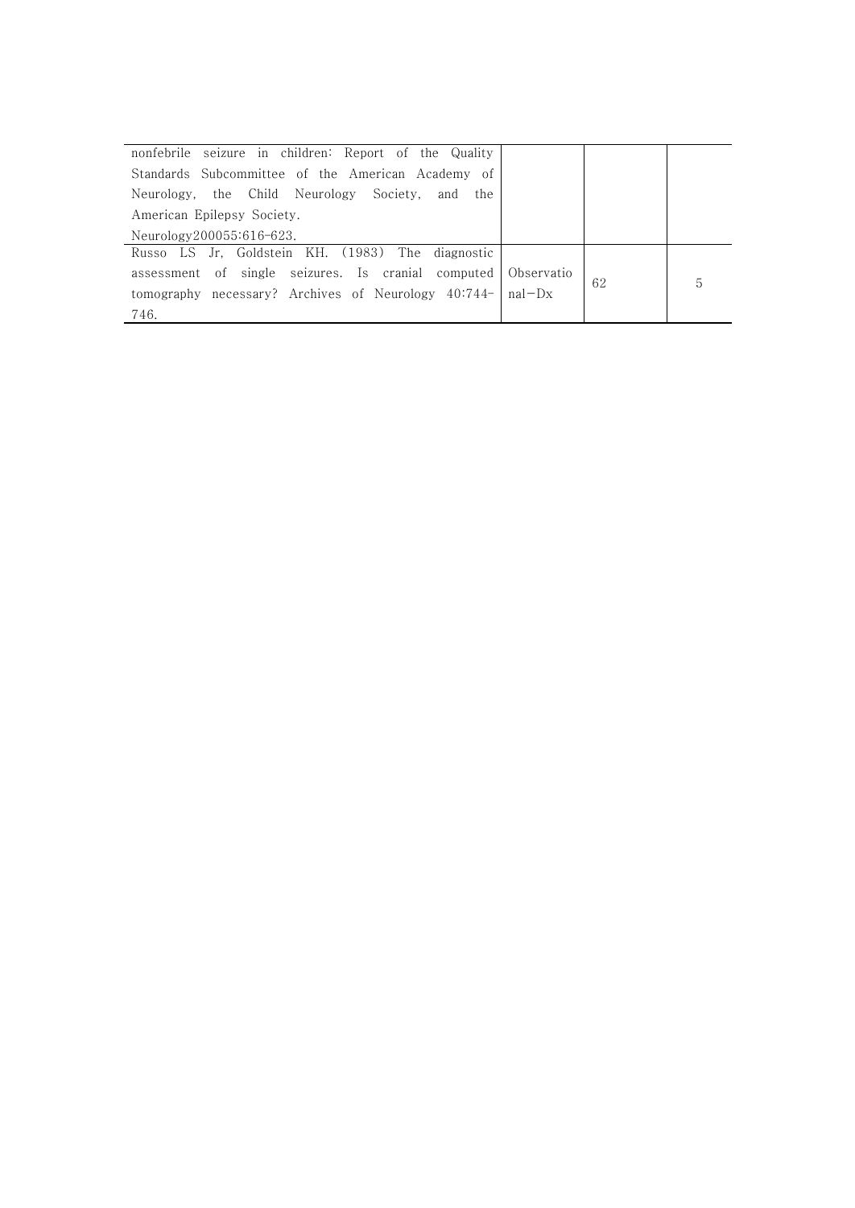| | | | |
|---|---|---|---|
| nonfebrile seizure in children: Report of the Quality Standards Subcommittee of the American Academy of Neurology, the Child Neurology Society, and the American Epilepsy Society. Neurology200055:616-623. | | | |
| Russo LS Jr, Goldstein KH. (1983) The diagnostic assessment of single seizures. Is cranial computed tomography necessary? Archives of Neurology 40:744-746. | Observational-Dx | 62 | 5 |